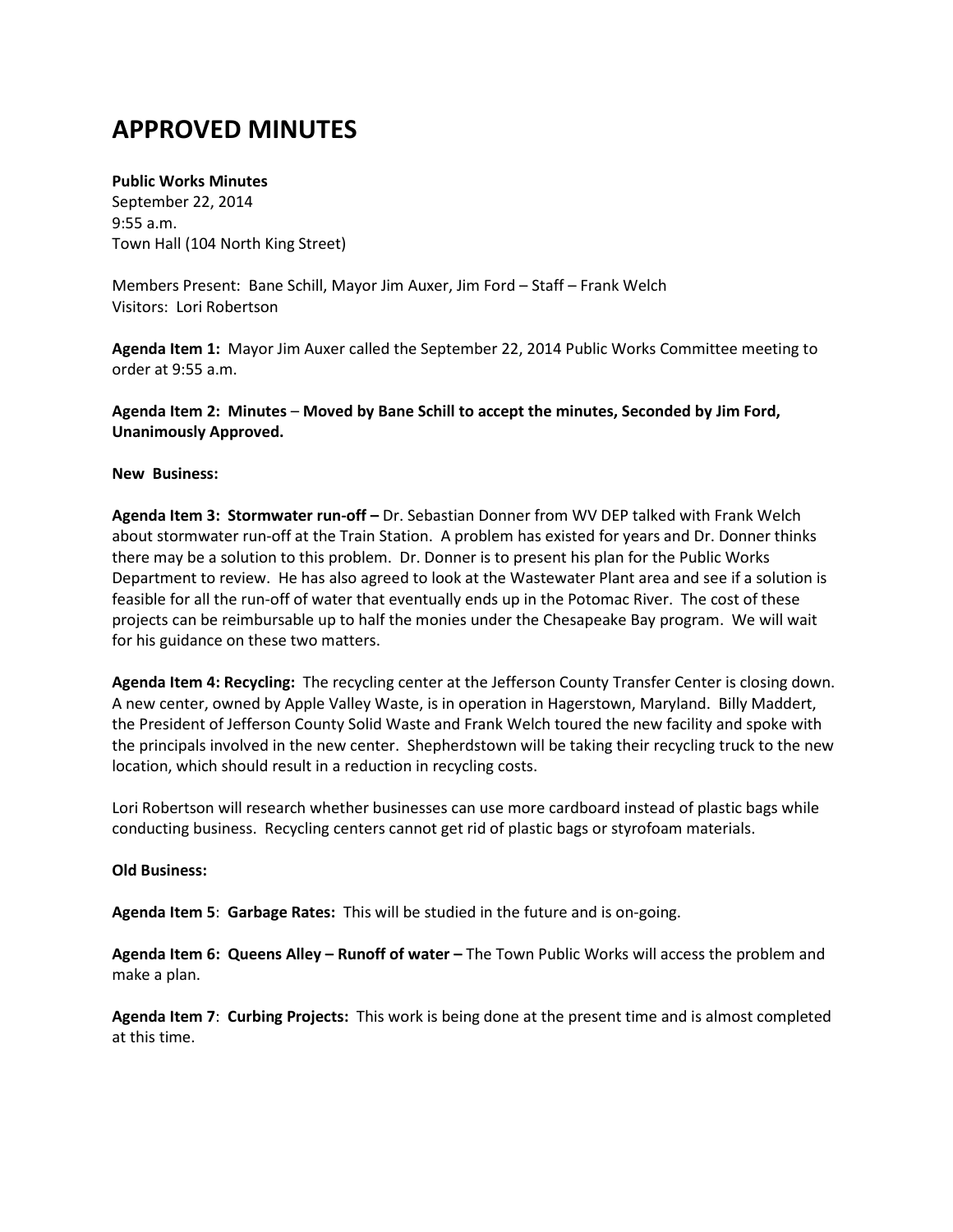# APPROVED MINUTES

**Public Works Minutes**
September 22, 2014
9:55 a.m.
Town Hall (104 North King Street)

Members Present: Bane Schill, Mayor Jim Auxer, Jim Ford – Staff – Frank Welch
Visitors: Lori Robertson

**Agenda Item 1:** Mayor Jim Auxer called the September 22, 2014 Public Works Committee meeting to order at 9:55 a.m.

**Agenda Item 2: Minutes – Moved by Bane Schill to accept the minutes, Seconded by Jim Ford, Unanimously Approved.**

**New Business:**

**Agenda Item 3: Stormwater run-off –** Dr. Sebastian Donner from WV DEP talked with Frank Welch about stormwater run-off at the Train Station. A problem has existed for years and Dr. Donner thinks there may be a solution to this problem. Dr. Donner is to present his plan for the Public Works Department to review. He has also agreed to look at the Wastewater Plant area and see if a solution is feasible for all the run-off of water that eventually ends up in the Potomac River. The cost of these projects can be reimbursable up to half the monies under the Chesapeake Bay program. We will wait for his guidance on these two matters.

**Agenda Item 4: Recycling:** The recycling center at the Jefferson County Transfer Center is closing down. A new center, owned by Apple Valley Waste, is in operation in Hagerstown, Maryland. Billy Maddert, the President of Jefferson County Solid Waste and Frank Welch toured the new facility and spoke with the principals involved in the new center. Shepherdstown will be taking their recycling truck to the new location, which should result in a reduction in recycling costs.

Lori Robertson will research whether businesses can use more cardboard instead of plastic bags while conducting business. Recycling centers cannot get rid of plastic bags or styrofoam materials.

**Old Business:**

**Agenda Item 5**: **Garbage Rates:** This will be studied in the future and is on-going.

**Agenda Item 6: Queens Alley – Runoff of water –** The Town Public Works will access the problem and make a plan.

**Agenda Item 7**: **Curbing Projects:** This work is being done at the present time and is almost completed at this time.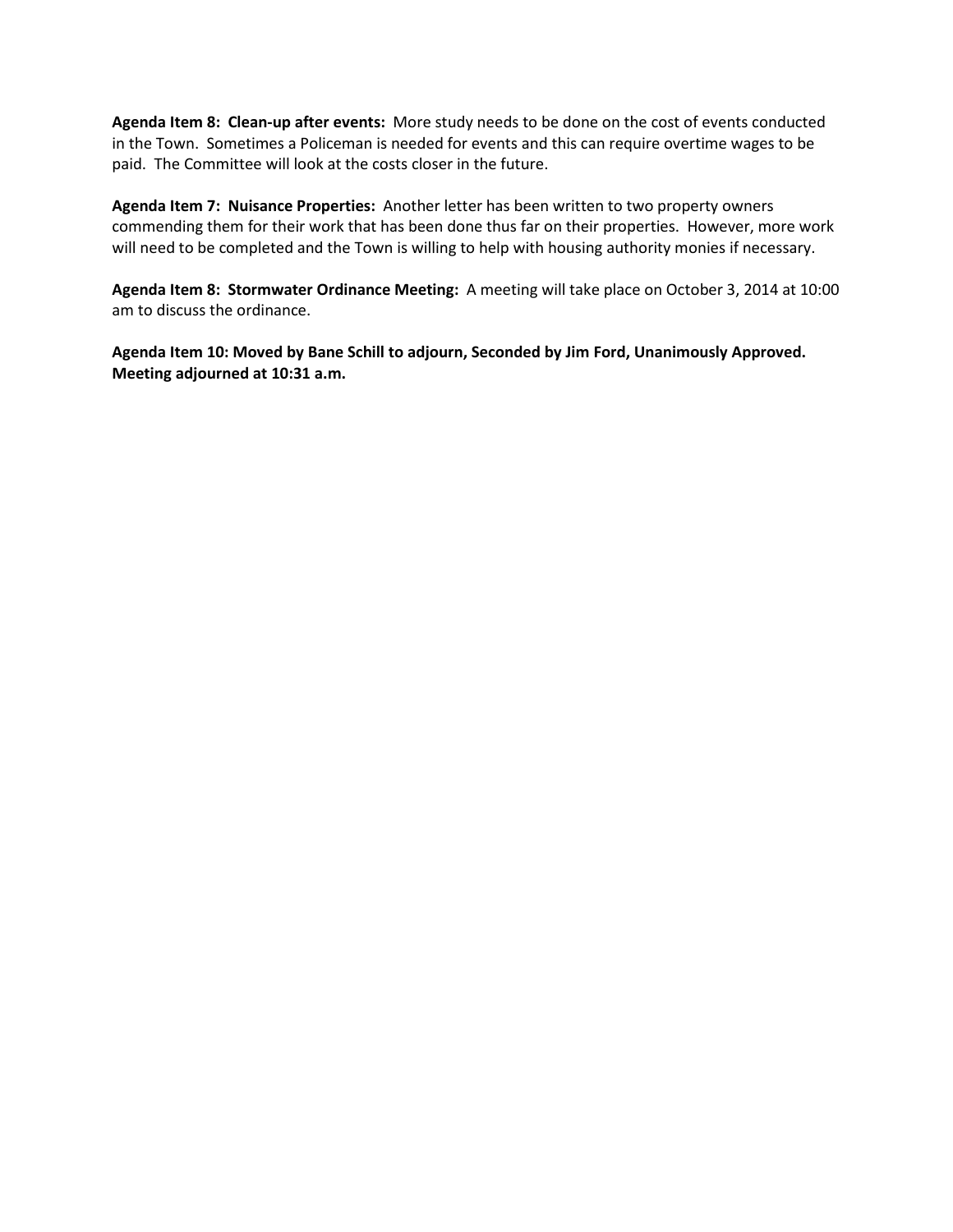**Agenda Item 8: Clean-up after events:** More study needs to be done on the cost of events conducted in the Town. Sometimes a Policeman is needed for events and this can require overtime wages to be paid. The Committee will look at the costs closer in the future.

**Agenda Item 7: Nuisance Properties:** Another letter has been written to two property owners commending them for their work that has been done thus far on their properties. However, more work will need to be completed and the Town is willing to help with housing authority monies if necessary.

**Agenda Item 8: Stormwater Ordinance Meeting:** A meeting will take place on October 3, 2014 at 10:00 am to discuss the ordinance.

**Agenda Item 10: Moved by Bane Schill to adjourn, Seconded by Jim Ford, Unanimously Approved. Meeting adjourned at 10:31 a.m.**